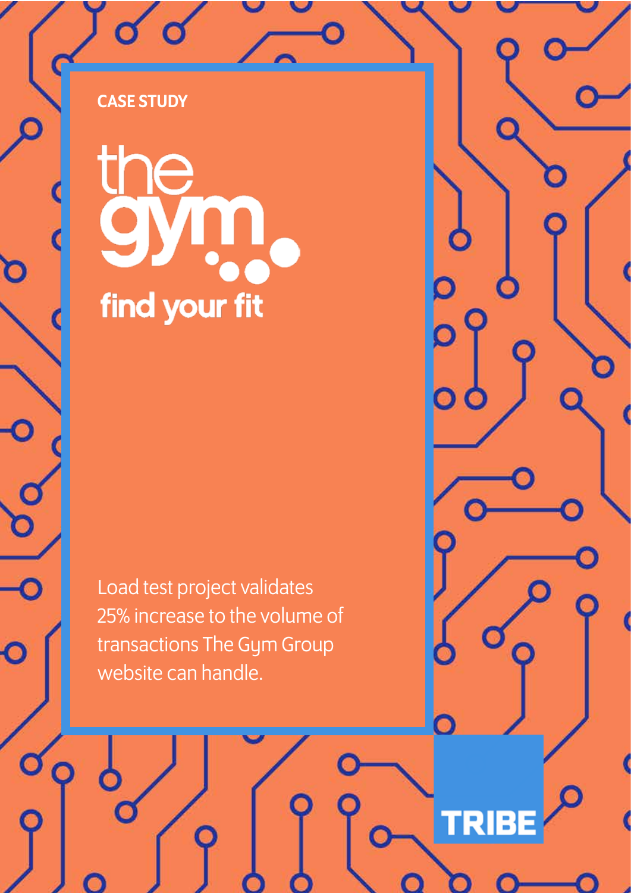CASE STUDY

# the gym

find your fit

Load test project validates 25% increase to the volume of transactions The Gym Group website can handle.

TRIBE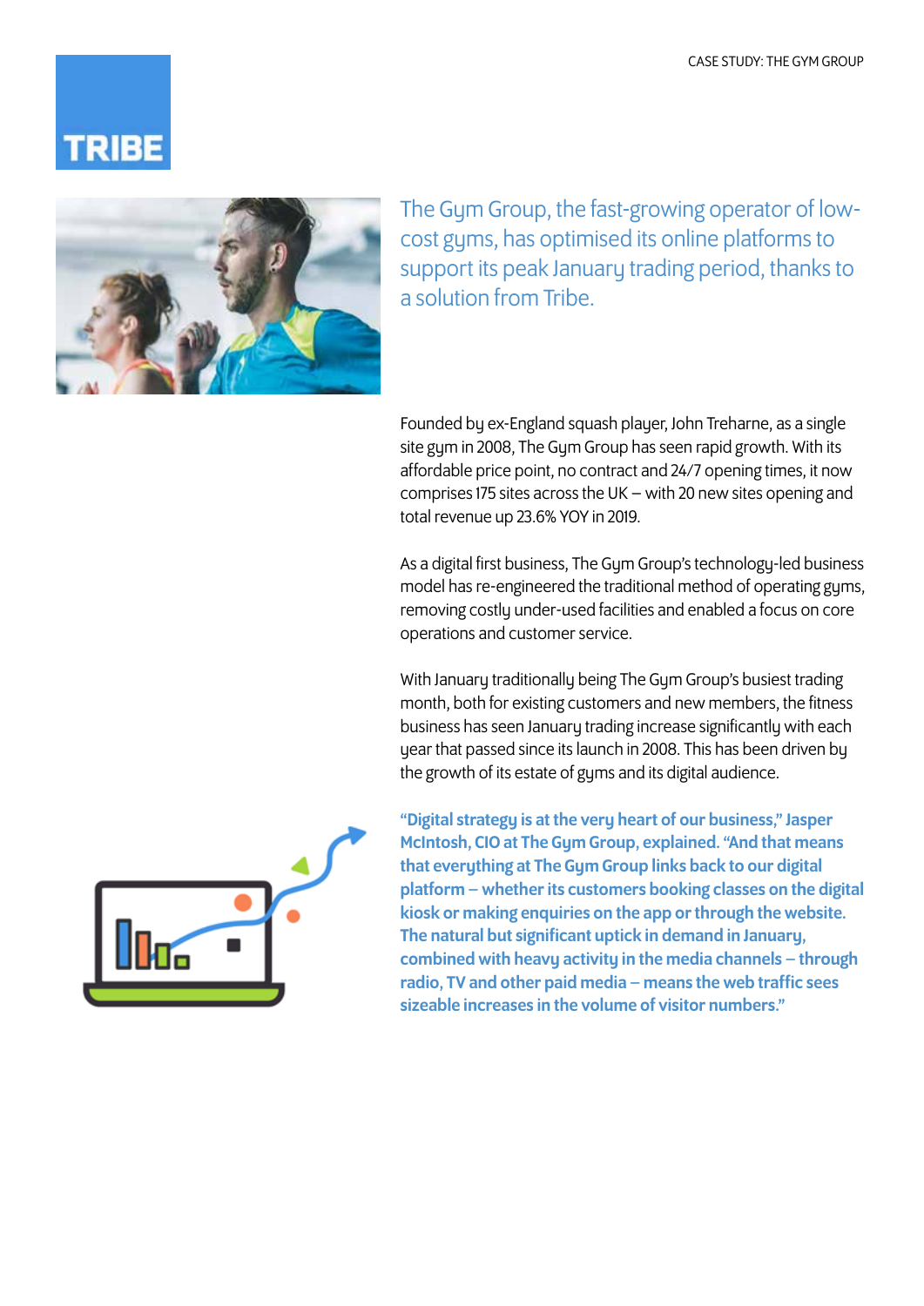The Gym Group, the fast-growing operator of low-cost gyms, has optimised its online platforms to support its peak January trading period, thanks to a solution from Tribe.

Founded by ex-England squash player, John Treharne, as a single site gym in 2008, The Gym Group has seen rapid growth. With its affordable price point, no contract and 24/7 opening times, it now comprises 175 sites across the UK – with 20 new sites opening and total revenue up 23.6% YOY in 2019.

As a digital first business, The Gym Group's technology-led business model has re-engineered the traditional method of operating gyms, removing costly under-used facilities and enabled a focus on core operations and customer service.

With January traditionally being The Gym Group's busiest trading month, both for existing customers and new members, the fitness business has seen January trading increase significantly with each year that passed since its launch in 2008. This has been driven by the growth of its estate of gyms and its digital audience.

**"Digital strategy is at the very heart of our business," Jasper McIntosh, CIO at The Gym Group, explained. "And that means that everything at The Gym Group links back to our digital platform – whether its customers booking classes on the digital kiosk or making enquiries on the app or through the website. The natural but significant uptick in demand in January, combined with heavy activity in the media channels – through radio, TV and other paid media – means the web traffic sees sizeable increases in the volume of visitor numbers."**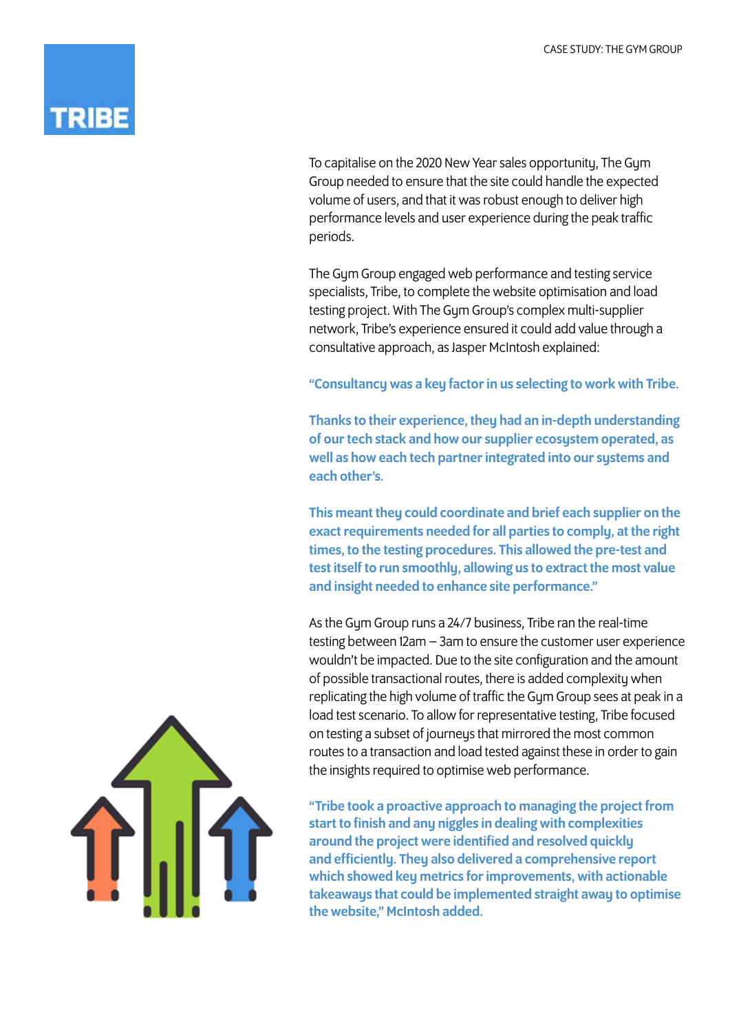To capitalise on the 2020 New Year sales opportunity, The Gym Group needed to ensure that the site could handle the expected volume of users, and that it was robust enough to deliver high performance levels and user experience during the peak traffic periods.

The Gym Group engaged web performance and testing service specialists, Tribe, to complete the website optimisation and load testing project. With The Gym Group's complex multi-supplier network, Tribe's experience ensured it could add value through a consultative approach, as Jasper McIntosh explained:

**"Consultancy was a key factor in us selecting to work with Tribe.**

**Thanks to their experience, they had an in-depth understanding of our tech stack and how our supplier ecosystem operated, as well as how each tech partner integrated into our systems and each other's.**

**This meant they could coordinate and brief each supplier on the exact requirements needed for all parties to comply, at the right times, to the testing procedures. This allowed the pre-test and test itself to run smoothly, allowing us to extract the most value and insight needed to enhance site performance."**

As the Gym Group runs a 24/7 business, Tribe ran the real-time testing between 12am – 3am to ensure the customer user experience wouldn't be impacted. Due to the site configuration and the amount of possible transactional routes, there is added complexity when replicating the high volume of traffic the Gym Group sees at peak in a load test scenario. To allow for representative testing, Tribe focused on testing a subset of journeys that mirrored the most common routes to a transaction and load tested against these in order to gain the insights required to optimise web performance.

**"Tribe took a proactive approach to managing the project from start to finish and any niggles in dealing with complexities around the project were identified and resolved quickly and efficiently. They also delivered a comprehensive report which showed key metrics for improvements, with actionable takeaways that could be implemented straight away to optimise the website," McIntosh added.**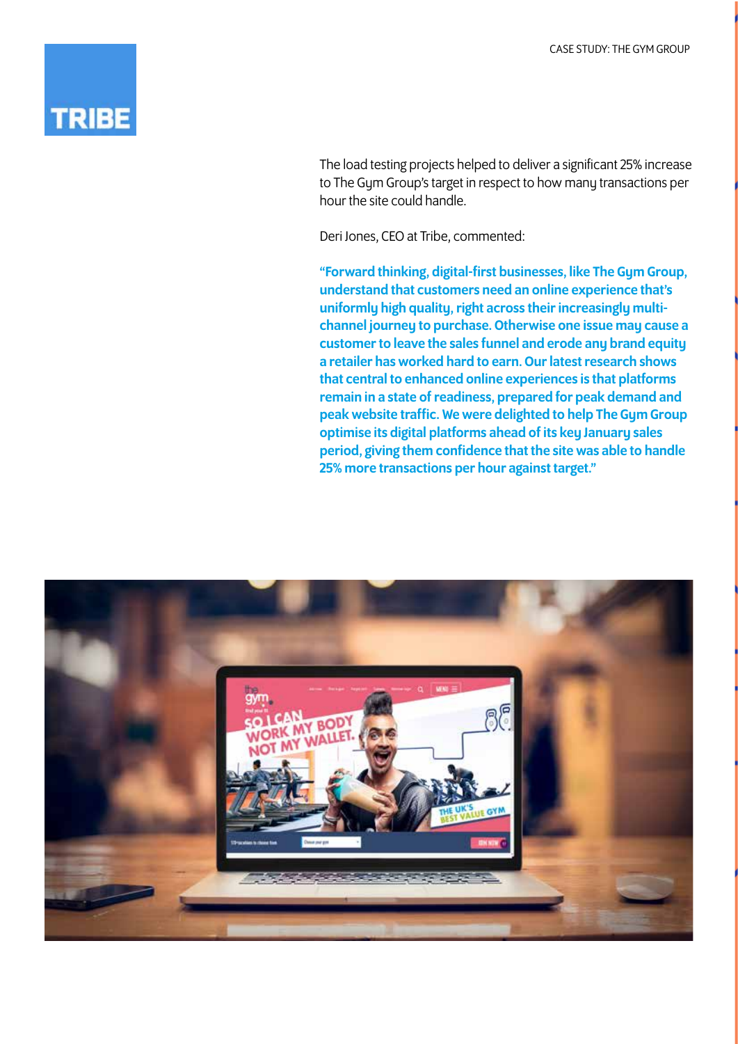The load testing projects helped to deliver a significant 25% increase to The Gym Group's target in respect to how many transactions per hour the site could handle.

Deri Jones, CEO at Tribe, commented:

**"Forward thinking, digital-first businesses, like The Gym Group, understand that customers need an online experience that's uniformly high quality, right across their increasingly multi-channel journey to purchase. Otherwise one issue may cause a customer to leave the sales funnel and erode any brand equity a retailer has worked hard to earn. Our latest research shows that central to enhanced online experiences is that platforms remain in a state of readiness, prepared for peak demand and peak website traffic. We were delighted to help The Gym Group optimise its digital platforms ahead of its key January sales period, giving them confidence that the site was able to handle 25% more transactions per hour against target."**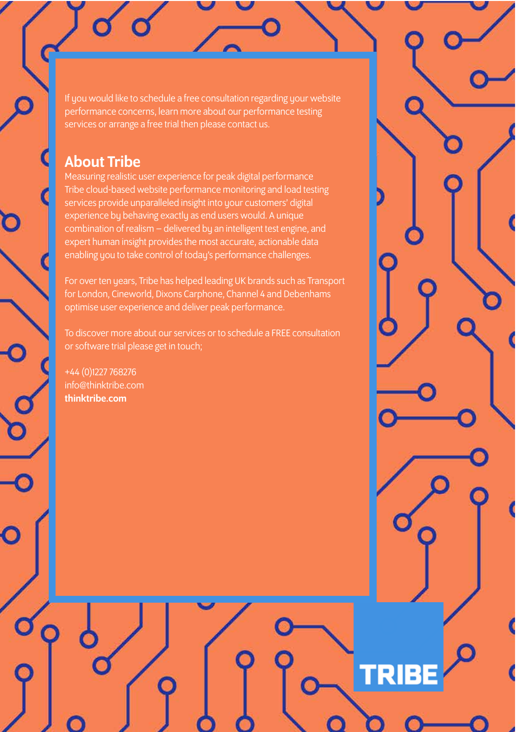If you would like to schedule a free consultation regarding your website performance concerns, learn more about our performance testing services or arrange a free trial then please contact us.

## About Tribe

Measuring realistic user experience for peak digital performance
Tribe cloud-based website performance monitoring and load testing services provide unparalleled insight into your customers' digital experience by behaving exactly as end users would. A unique combination of realism – delivered by an intelligent test engine, and expert human insight provides the most accurate, actionable data enabling you to take control of today's performance challenges.

For over ten years, Tribe has helped leading UK brands such as Transport for London, Cineworld, Dixons Carphone, Channel 4 and Debenhams optimise user experience and deliver peak performance.

To discover more about our services or to schedule a FREE consultation or software trial please get in touch;

+44 (0)1227 768276
info@thinktribe.com
**thinktribe.com**

TRIBE